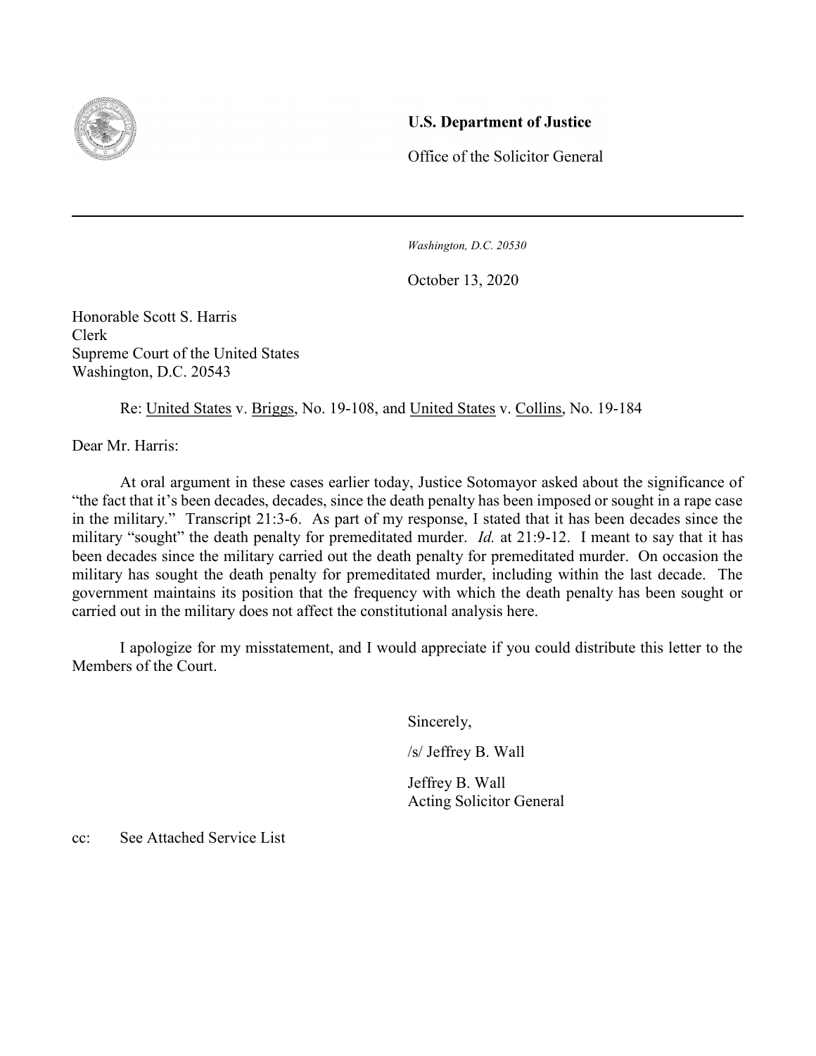**U.S. Department of Justice**

Office of the Solicitor General

---

*Washington, D.C. 20530*

October 13, 2020

Honorable Scott S. Harris
Clerk
Supreme Court of the United States
Washington, D.C. 20543

Re: United States v. Briggs, No. 19-108, and United States v. Collins, No. 19-184

Dear Mr. Harris:

At oral argument in these cases earlier today, Justice Sotomayor asked about the significance of "the fact that it's been decades, decades, since the death penalty has been imposed or sought in a rape case in the military." Transcript 21:3-6. As part of my response, I stated that it has been decades since the military "sought" the death penalty for premeditated murder. *Id.* at 21:9-12. I meant to say that it has been decades since the military carried out the death penalty for premeditated murder. On occasion the military has sought the death penalty for premeditated murder, including within the last decade. The government maintains its position that the frequency with which the death penalty has been sought or carried out in the military does not affect the constitutional analysis here.

I apologize for my misstatement, and I would appreciate if you could distribute this letter to the Members of the Court.

Sincerely,

/s/ Jeffrey B. Wall

Jeffrey B. Wall
Acting Solicitor General

cc: See Attached Service List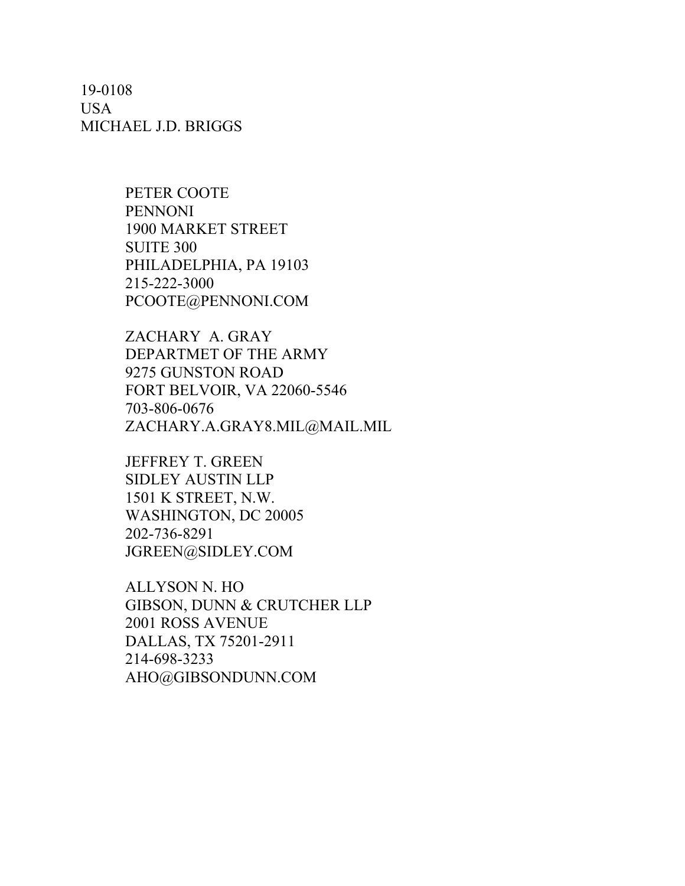19-0108
USA
MICHAEL J.D. BRIGGS

PETER COOTE
PENNONI
1900 MARKET STREET
SUITE 300
PHILADELPHIA, PA 19103
215-222-3000
PCOOTE@PENNONI.COM

ZACHARY A. GRAY
DEPARTMET OF THE ARMY
9275 GUNSTON ROAD
FORT BELVOIR, VA 22060-5546
703-806-0676
ZACHARY.A.GRAY8.MIL@MAIL.MIL

JEFFREY T. GREEN
SIDLEY AUSTIN LLP
1501 K STREET, N.W.
WASHINGTON, DC 20005
202-736-8291
JGREEN@SIDLEY.COM

ALLYSON N. HO
GIBSON, DUNN & CRUTCHER LLP
2001 ROSS AVENUE
DALLAS, TX 75201-2911
214-698-3233
AHO@GIBSONDUNN.COM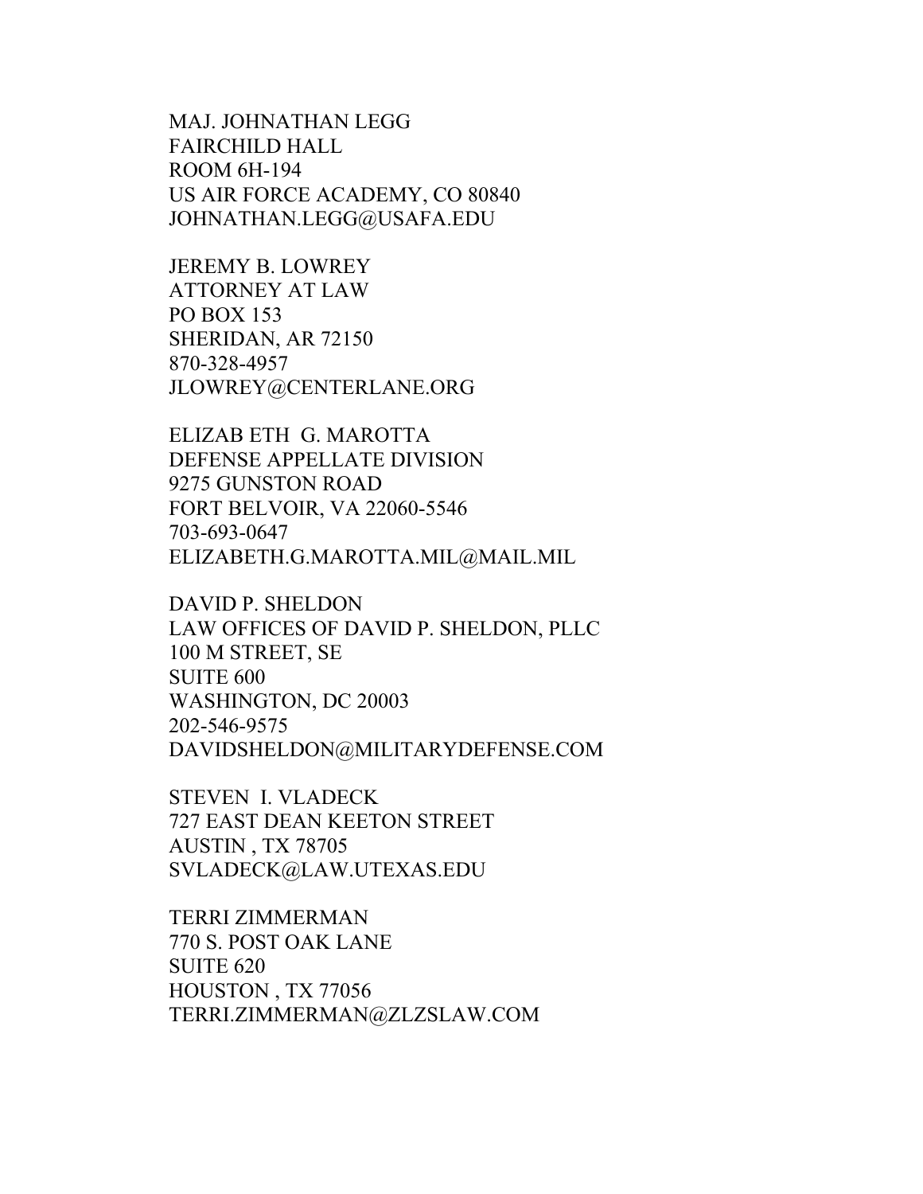MAJ. JOHNATHAN LEGG
FAIRCHILD HALL
ROOM 6H-194
US AIR FORCE ACADEMY, CO 80840
JOHNATHAN.LEGG@USAFA.EDU

JEREMY B. LOWREY
ATTORNEY AT LAW
PO BOX 153
SHERIDAN, AR 72150
870-328-4957
JLOWREY@CENTERLANE.ORG

ELIZAB ETH G. MAROTTA
DEFENSE APPELLATE DIVISION
9275 GUNSTON ROAD
FORT BELVOIR, VA 22060-5546
703-693-0647
ELIZABETH.G.MAROTTA.MIL@MAIL.MIL

DAVID P. SHELDON
LAW OFFICES OF DAVID P. SHELDON, PLLC
100 M STREET, SE
SUITE 600
WASHINGTON, DC 20003
202-546-9575
DAVIDSHELDON@MILITARYDEFENSE.COM

STEVEN I. VLADECK
727 EAST DEAN KEETON STREET
AUSTIN , TX 78705
SVLADECK@LAW.UTEXAS.EDU

TERRI ZIMMERMAN
770 S. POST OAK LANE
SUITE 620
HOUSTON , TX 77056
TERRI.ZIMMERMAN@ZLZSLAW.COM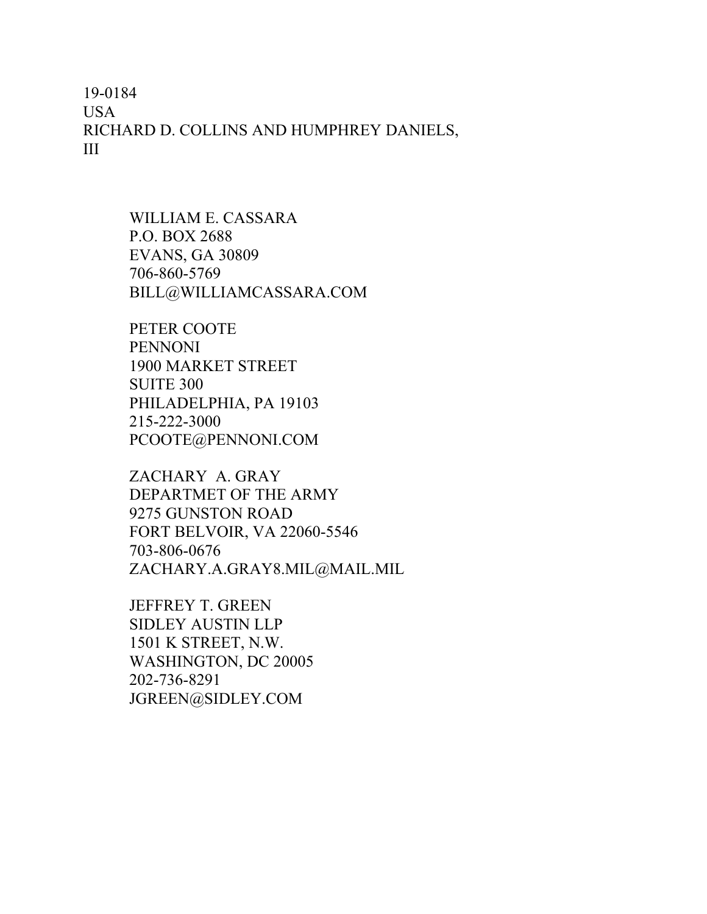19-0184
USA
RICHARD D. COLLINS AND HUMPHREY DANIELS,
III

WILLIAM E. CASSARA
P.O. BOX 2688
EVANS, GA 30809
706-860-5769
BILL@WILLIAMCASSARA.COM

PETER COOTE
PENNONI
1900 MARKET STREET
SUITE 300
PHILADELPHIA, PA 19103
215-222-3000
PCOOTE@PENNONI.COM

ZACHARY  A. GRAY
DEPARTMET OF THE ARMY
9275 GUNSTON ROAD
FORT BELVOIR, VA 22060-5546
703-806-0676
ZACHARY.A.GRAY8.MIL@MAIL.MIL

JEFFREY T. GREEN
SIDLEY AUSTIN LLP
1501 K STREET, N.W.
WASHINGTON, DC 20005
202-736-8291
JGREEN@SIDLEY.COM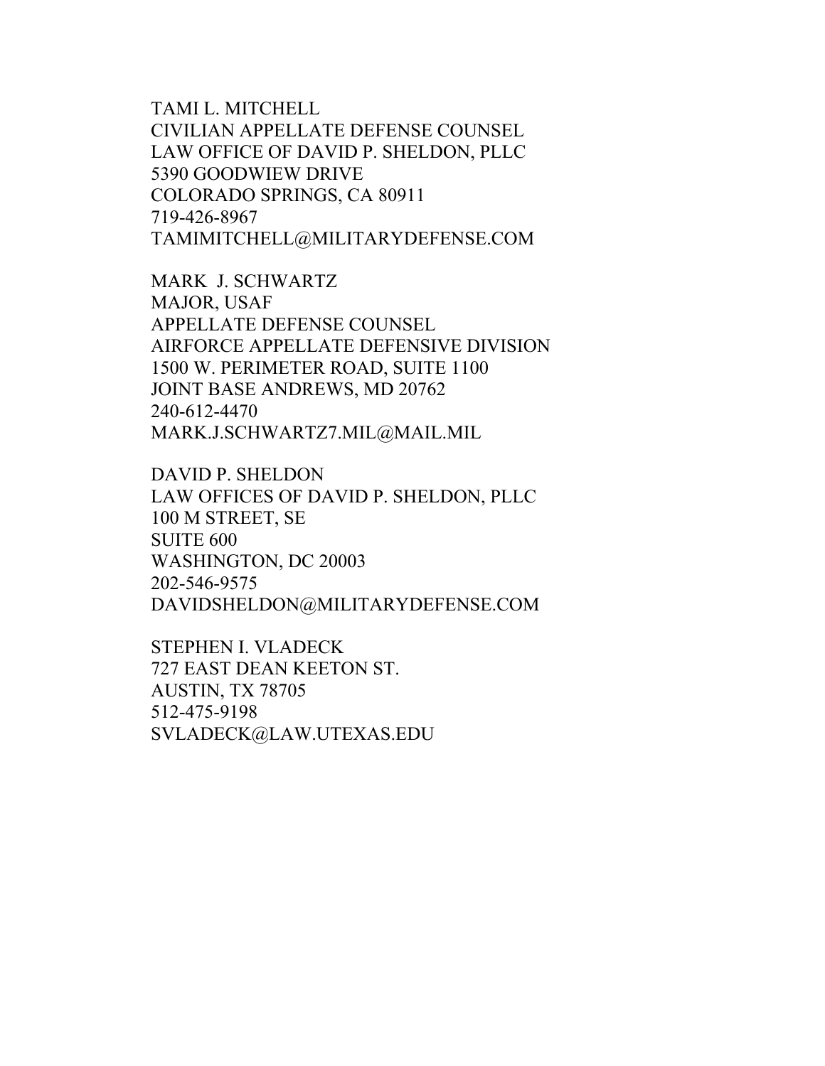TAMI L. MITCHELL
CIVILIAN APPELLATE DEFENSE COUNSEL
LAW OFFICE OF DAVID P. SHELDON, PLLC
5390 GOODWIEW DRIVE
COLORADO SPRINGS, CA 80911
719-426-8967
TAMIMITCHELL@MILITARYDEFENSE.COM

MARK J. SCHWARTZ
MAJOR, USAF
APPELLATE DEFENSE COUNSEL
AIRFORCE APPELLATE DEFENSIVE DIVISION
1500 W. PERIMETER ROAD, SUITE 1100
JOINT BASE ANDREWS, MD 20762
240-612-4470
MARK.J.SCHWARTZ7.MIL@MAIL.MIL

DAVID P. SHELDON
LAW OFFICES OF DAVID P. SHELDON, PLLC
100 M STREET, SE
SUITE 600
WASHINGTON, DC 20003
202-546-9575
DAVIDSHELDON@MILITARYDEFENSE.COM

STEPHEN I. VLADECK
727 EAST DEAN KEETON ST.
AUSTIN, TX 78705
512-475-9198
SVLADECK@LAW.UTEXAS.EDU